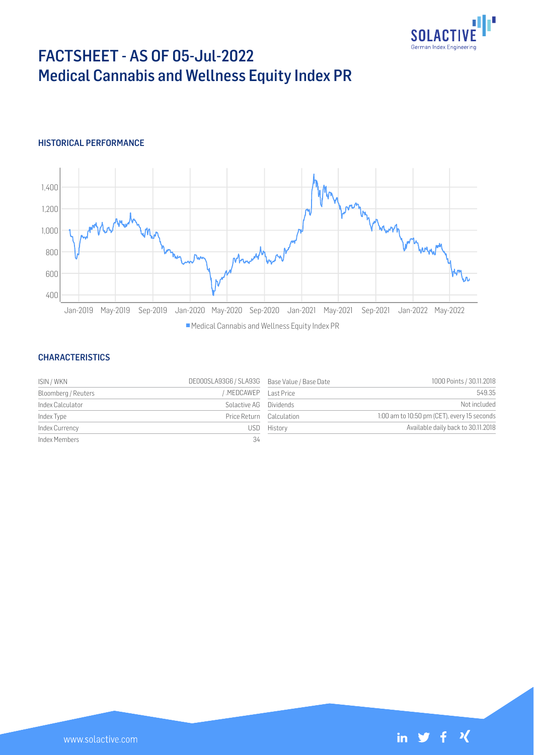# FACTSHEET - AS OF 05-Jul-2022
# Medical Cannabis and Wellness Equity Index PR

## HISTORICAL PERFORMANCE

■ Medical Cannabis and Wellness Equity Index PR

## CHARACTERISTICS

| | | | |
|---|---|---|---|
| ISIN / WKN | DE000SLA93G6 / SLA93G | Base Value / Base Date | 1000 Points / 30.11.2018 |
| Bloomberg / Reuters | / .MEDCAWEP | Last Price | 549.35 |
| Index Calculator | Solactive AG | Dividends | Not included |
| Index Type | Price Return | Calculation | 1:00 am to 10:50 pm (CET), every 15 seconds |
| Index Currency | USD | History | Available daily back to 30.11.2018 |
| Index Members | 34 | | |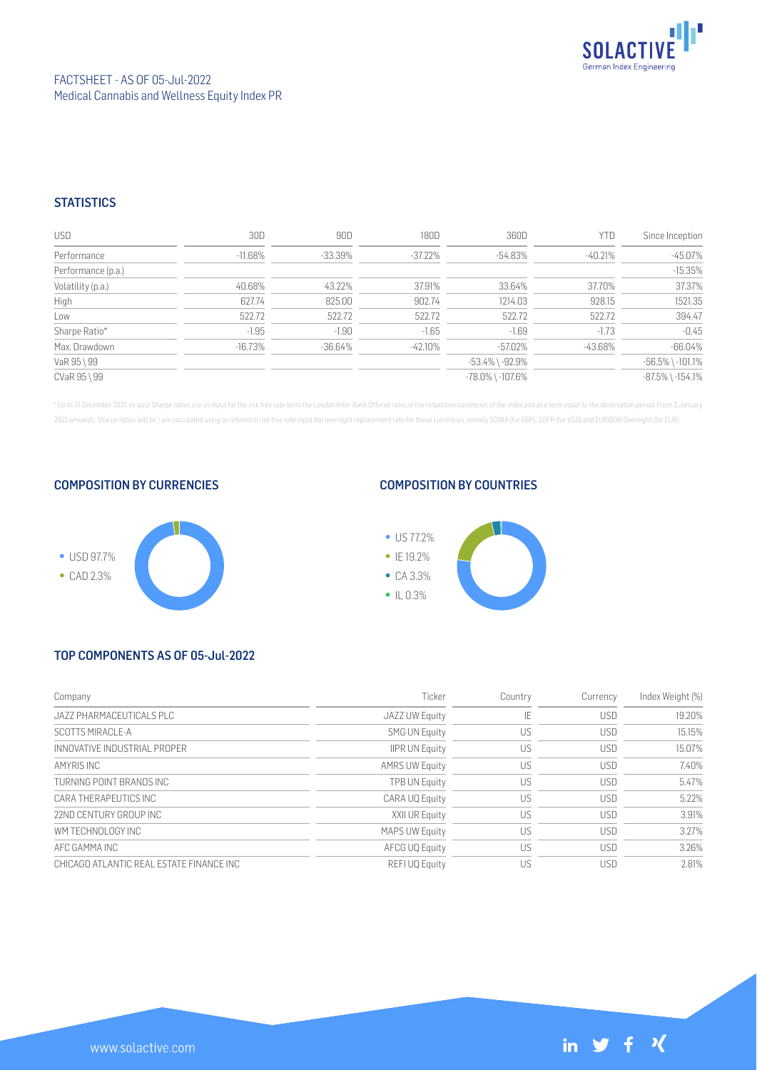FACTSHEET - AS OF 05-Jul-2022
Medical Cannabis and Wellness Equity Index PR

## STATISTICS

| USD | 30D | 90D | 180D | 360D | YTD | Since Inception |
|---|---|---|---|---|---|---|
| Performance | -11.68% | -33.39% | -37.22% | -54.83% | -40.21% | -45.07% |
| Performance (p.a.) | | | | | | -15.35% |
| Volatility (p.a.) | 40.68% | 43.22% | 37.91% | 33.64% | 37.70% | 37.37% |
| High | 627.74 | 825.00 | 902.74 | 1214.03 | 928.15 | 1521.35 |
| Low | 522.72 | 522.72 | 522.72 | 522.72 | 522.72 | 394.47 |
| Sharpe Ratio* | -1.95 | -1.90 | -1.65 | -1.69 | -1.73 | -0.45 |
| Max. Drawdown | -16.73% | -36.64% | -42.10% | -57.02% | -43.68% | -66.04% |
| VaR 95 \ 99 | | | | -53.4% \ -92.9% | | -56.5% \ -101.1% |
| CVaR 95 \ 99 | | | | -78.0% \ -107.6% | | -87.5% \ -154.1% |

* Up to 31 December 2021, ex-post Sharpe ratios use as input for the risk free rate term the London Inter-Bank Offered rates in the respective currencies of the index and at a term equal to the observation period. From 3 January 2022 onwards, Sharpe ratios will be / are calculated using as reference risk free rate input the overnight replacement rate for these currencies, namely SONIA (for GBP), SOFR (for USD) and EURIBOR Overnight (for EUR).

## COMPOSITION BY CURRENCIES

- USD 97.7%
- CAD 2.3%

## COMPOSITION BY COUNTRIES

- US 77.2%
- IE 19.2%
- CA 3.3%
- IL 0.3%

## TOP COMPONENTS AS OF 05-Jul-2022

| Company | Ticker | Country | Currency | Index Weight (%) |
|---|---|---|---|---|
| JAZZ PHARMACEUTICALS PLC | JAZZ UW Equity | IE | USD | 19.20% |
| SCOTTS MIRACLE-A | SMG UN Equity | US | USD | 15.15% |
| INNOVATIVE INDUSTRIAL PROPER | IIPR UN Equity | US | USD | 15.07% |
| AMYRIS INC | AMRS UW Equity | US | USD | 7.40% |
| TURNING POINT BRANDS INC | TPB UN Equity | US | USD | 5.47% |
| CARA THERAPEUTICS INC | CARA UQ Equity | US | USD | 5.22% |
| 22ND CENTURY GROUP INC | XXII UR Equity | US | USD | 3.91% |
| WM TECHNOLOGY INC | MAPS UW Equity | US | USD | 3.27% |
| AFC GAMMA INC | AFCG UQ Equity | US | USD | 3.26% |
| CHICAGO ATLANTIC REAL ESTATE FINANCE INC | REFI UQ Equity | US | USD | 2.81% |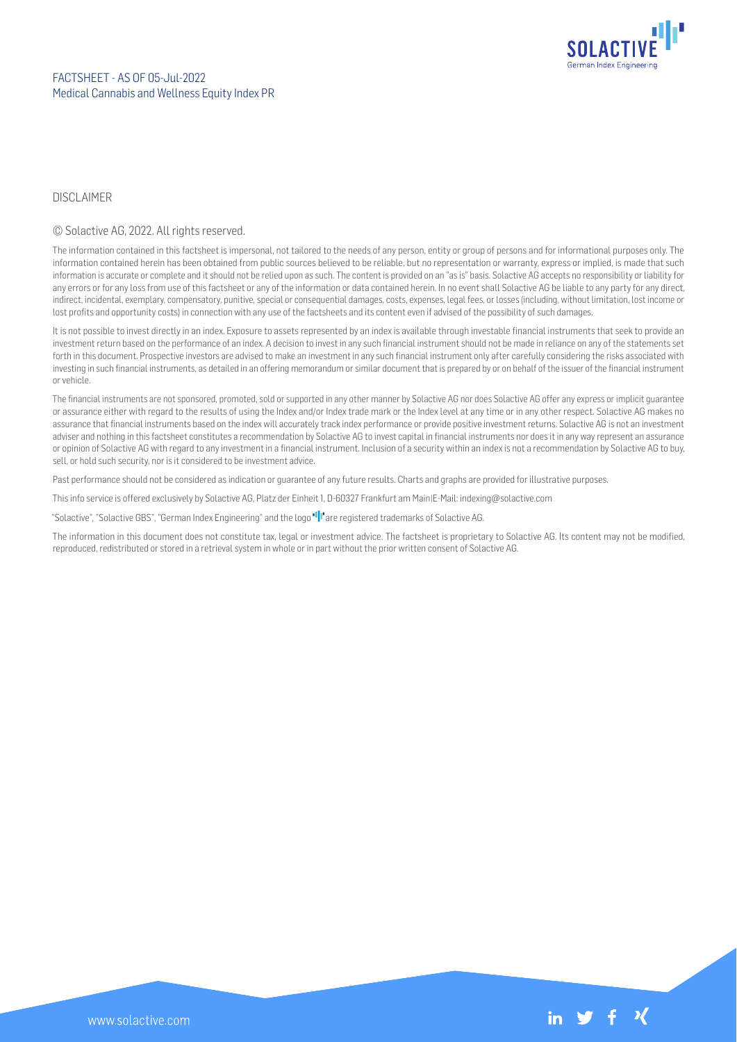DISCLAIMER

© Solactive AG, 2022. All rights reserved.

The information contained in this factsheet is impersonal, not tailored to the needs of any person, entity or group of persons and for informational purposes only. The information contained herein has been obtained from public sources believed to be reliable, but no representation or warranty, express or implied, is made that such information is accurate or complete and it should not be relied upon as such. The content is provided on an "as is" basis. Solactive AG accepts no responsibility or liability for any errors or for any loss from use of this factsheet or any of the information or data contained herein. In no event shall Solactive AG be liable to any party for any direct, indirect, incidental, exemplary, compensatory, punitive, special or consequential damages, costs, expenses, legal fees, or losses (including, without limitation, lost income or lost profits and opportunity costs) in connection with any use of the factsheets and its content even if advised of the possibility of such damages.

It is not possible to invest directly in an index. Exposure to assets represented by an index is available through investable financial instruments that seek to provide an investment return based on the performance of an index. A decision to invest in any such financial instrument should not be made in reliance on any of the statements set forth in this document. Prospective investors are advised to make an investment in any such financial instrument only after carefully considering the risks associated with investing in such financial instruments, as detailed in an offering memorandum or similar document that is prepared by or on behalf of the issuer of the financial instrument or vehicle.

The financial instruments are not sponsored, promoted, sold or supported in any other manner by Solactive AG nor does Solactive AG offer any express or implicit guarantee or assurance either with regard to the results of using the Index and/or Index trade mark or the Index level at any time or in any other respect. Solactive AG makes no assurance that financial instruments based on the index will accurately track index performance or provide positive investment returns. Solactive AG is not an investment adviser and nothing in this factsheet constitutes a recommendation by Solactive AG to invest capital in financial instruments nor does it in any way represent an assurance or opinion of Solactive AG with regard to any investment in a financial instrument. Inclusion of a security within an index is not a recommendation by Solactive AG to buy, sell, or hold such security, nor is it considered to be investment advice.

Past performance should not be considered as indication or guarantee of any future results. Charts and graphs are provided for illustrative purposes.

This info service is offered exclusively by Solactive AG, Platz der Einheit 1, D-60327 Frankfurt am Main|E-Mail: indexing@solactive.com

"Solactive", "Solactive GBS", "German Index Engineering" and the logo are registered trademarks of Solactive AG.

The information in this document does not constitute tax, legal or investment advice. The factsheet is proprietary to Solactive AG. Its content may not be modified, reproduced, redistributed or stored in a retrieval system in whole or in part without the prior written consent of Solactive AG.